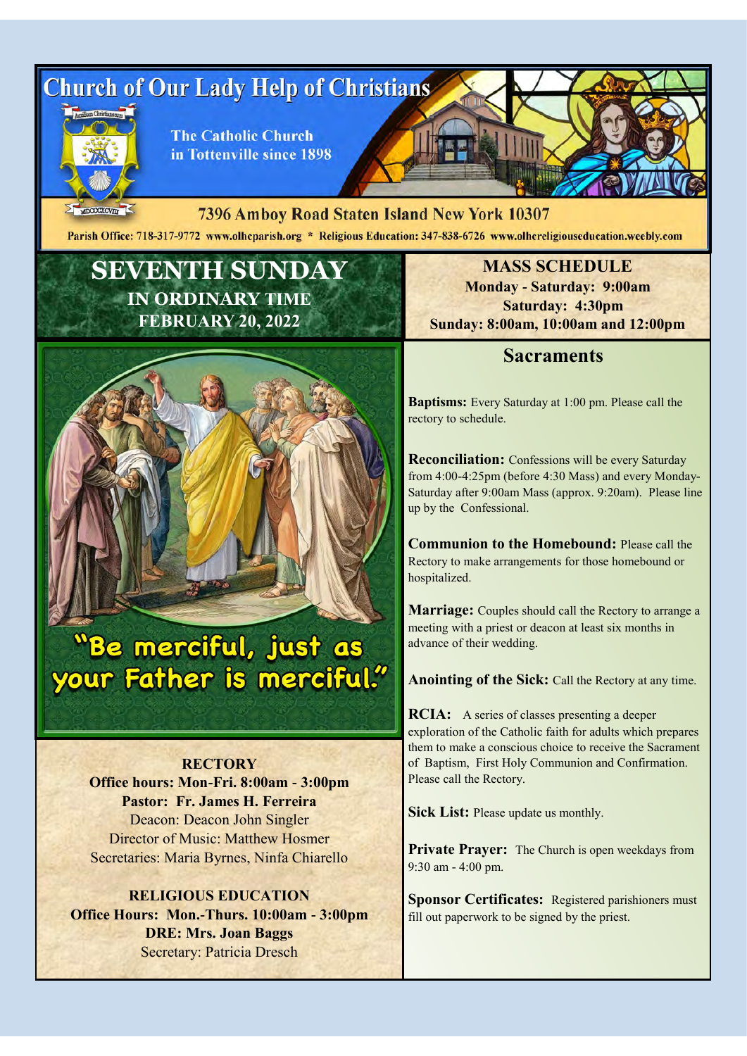# Church of Our Lady Help of Christians

**The Catholic Church in Tottenville since 1898**

Auxilium Christianorum

MDCCCXCVIII

**7396 Amboy Road Staten Island New York 10307**

Parish Office: 718-317-9772 www.olhcparish.org * Religious Education: 347-838-6726 www.olhcreligiouseducation.weebly.com

## SEVENTH SUNDAY

**IN ORDINARY TIME**
**FEBRUARY 20, 2022**

**"Be merciful, just as your Father is merciful."**

**RECTORY**
**Office hours: Mon-Fri. 8:00am - 3:00pm**
**Pastor: Fr. James H. Ferreira**
Deacon: Deacon John Singler
Director of Music: Matthew Hosmer
Secretaries: Maria Byrnes, Ninfa Chiarello

**RELIGIOUS EDUCATION**
**Office Hours: Mon.-Thurs. 10:00am - 3:00pm**
**DRE: Mrs. Joan Baggs**
Secretary: Patricia Dresch

**MASS SCHEDULE**
**Monday - Saturday: 9:00am**
**Saturday: 4:30pm**
**Sunday: 8:00am, 10:00am and 12:00pm**

## Sacraments

**Baptisms:** Every Saturday at 1:00 pm. Please call the rectory to schedule.

**Reconciliation:** Confessions will be every Saturday from 4:00-4:25pm (before 4:30 Mass) and every Monday-Saturday after 9:00am Mass (approx. 9:20am). Please line up by the Confessional.

**Communion to the Homebound:** Please call the Rectory to make arrangements for those homebound or hospitalized.

**Marriage:** Couples should call the Rectory to arrange a meeting with a priest or deacon at least six months in advance of their wedding.

**Anointing of the Sick:** Call the Rectory at any time.

**RCIA:** A series of classes presenting a deeper exploration of the Catholic faith for adults which prepares them to make a conscious choice to receive the Sacrament of Baptism, First Holy Communion and Confirmation. Please call the Rectory.

**Sick List:** Please update us monthly.

**Private Prayer:** The Church is open weekdays from 9:30 am - 4:00 pm.

**Sponsor Certificates:** Registered parishioners must fill out paperwork to be signed by the priest.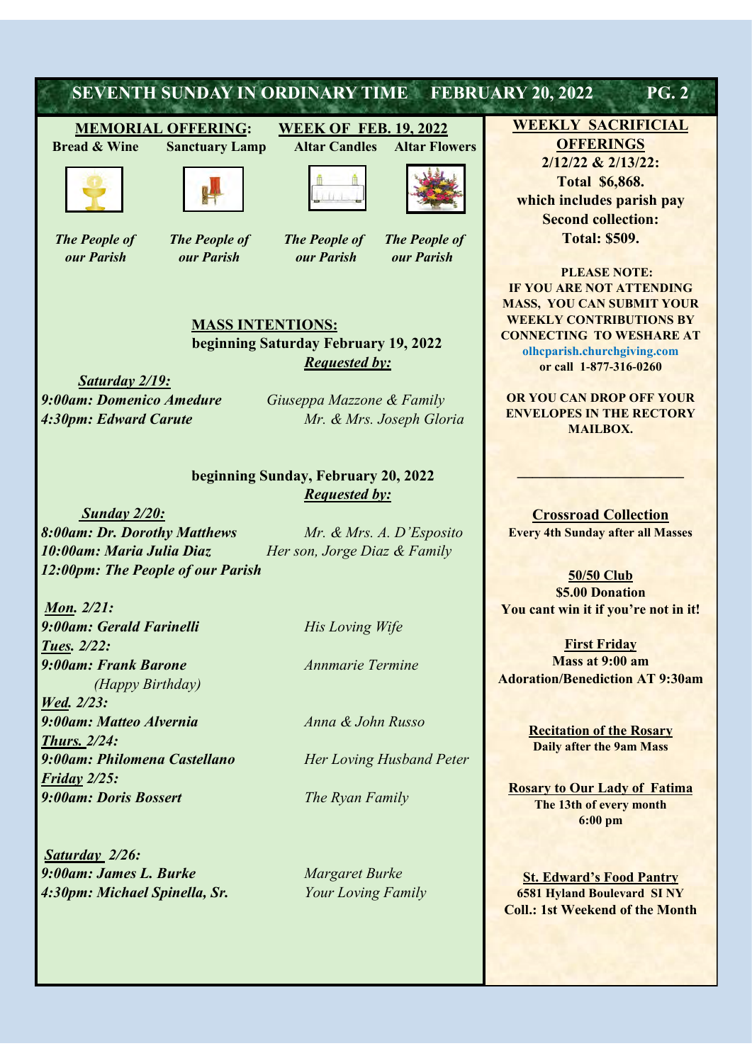**MEMORIAL OFFERING:** **WEEK OF FEB. 19, 2022**

| Bread & Wine | Sanctuary Lamp | Altar Candles | Altar Flowers |
|---|---|---|---|
| *The People of our Parish* | *The People of our Parish* | *The People of our Parish* | *The People of our Parish* |

## MASS INTENTIONS:

**beginning Saturday February 19, 2022**

***Requested by:***

***Saturday 2/19:***

***9:00am: Domenico Amedure*** — *Giuseppa Mazzone & Family*

***4:30pm: Edward Carute*** — *Mr. & Mrs. Joseph Gloria*

**beginning Sunday, February 20, 2022**

***Requested by:***

***Sunday 2/20:***

***8:00am: Dr. Dorothy Matthews*** — *Mr. & Mrs. A. D'Esposito*

***10:00am: Maria Julia Diaz*** — *Her son, Jorge Diaz & Family*

***12:00pm: The People of our Parish***

***Mon. 2/21:***

***9:00am: Gerald Farinelli*** — *His Loving Wife*

***Tues. 2/22:***

***9:00am: Frank Barone*** *(Happy Birthday)* — *Annmarie Termine*

***Wed. 2/23:***

***9:00am: Matteo Alvernia*** — *Anna & John Russo*

***Thurs. 2/24:***

***9:00am: Philomena Castellano*** — *Her Loving Husband Peter*

***Friday 2/25:***

***9:00am: Doris Bossert*** — *The Ryan Family*

***Saturday 2/26:***

***9:00am: James L. Burke*** — *Margaret Burke*

***4:30pm: Michael Spinella, Sr.*** — *Your Loving Family*

## WEEKLY SACRIFICIAL OFFERINGS

**2/12/22 & 2/13/22:**
**Total $6,868.**
**which includes parish pay**
**Second collection:**
**Total: $509.**

**PLEASE NOTE:**
**IF YOU ARE NOT ATTENDING MASS, YOU CAN SUBMIT YOUR WEEKLY CONTRIBUTIONS BY CONNECTING TO WESHARE AT olhcparish.churchgiving.com or call 1-877-316-0260**

**OR YOU CAN DROP OFF YOUR ENVELOPES IN THE RECTORY MAILBOX.**

---

**Crossroad Collection**
**Every 4th Sunday after all Masses**

**50/50 Club**
**$5.00 Donation**
**You cant win it if you're not in it!**

**First Friday**
**Mass at 9:00 am**
**Adoration/Benediction AT 9:30am**

**Recitation of the Rosary**
**Daily after the 9am Mass**

**Rosary to Our Lady of Fatima**
**The 13th of every month**
**6:00 pm**

**St. Edward's Food Pantry**
**6581 Hyland Boulevard SI NY**
**Coll.: 1st Weekend of the Month**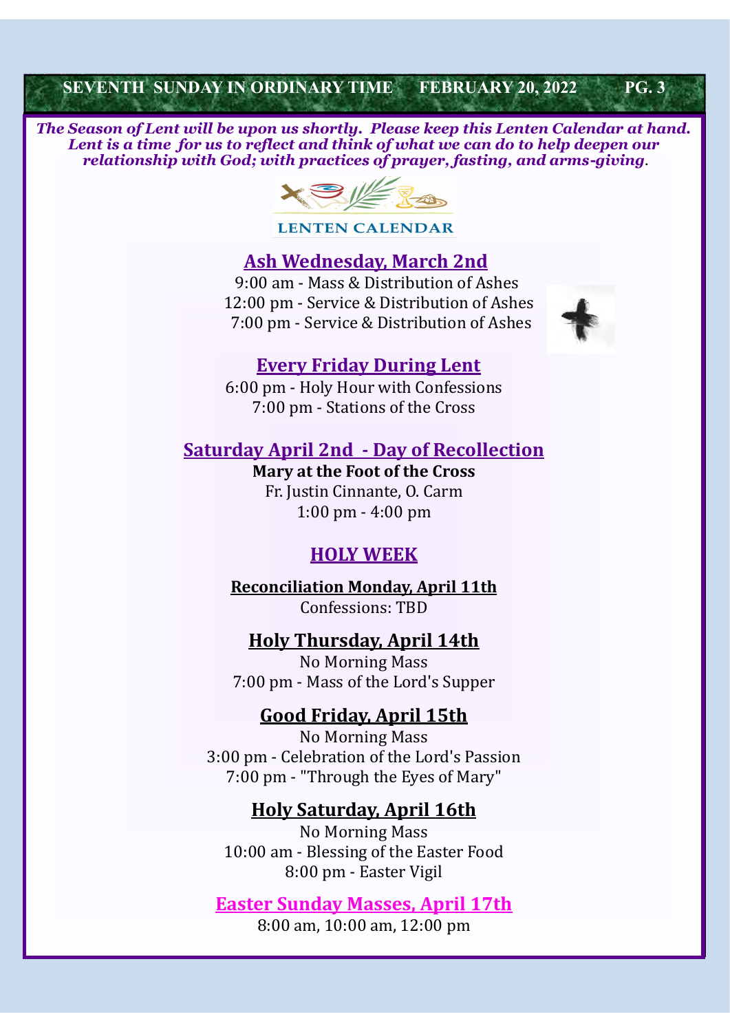***The Season of Lent will be upon us shortly. Please keep this Lenten Calendar at hand. Lent is a time for us to reflect and think of what we can do to help deepen our relationship with God; with practices of prayer, fasting, and arms-giving.***

## LENTEN CALENDAR

### Ash Wednesday, March 2nd

9:00 am - Mass & Distribution of Ashes
12:00 pm - Service & Distribution of Ashes
7:00 pm - Service & Distribution of Ashes

### Every Friday During Lent

6:00 pm - Holy Hour with Confessions
7:00 pm - Stations of the Cross

### Saturday April 2nd - Day of Recollection

**Mary at the Foot of the Cross**
Fr. Justin Cinnante, O. Carm
1:00 pm - 4:00 pm

## HOLY WEEK

### Reconciliation Monday, April 11th

Confessions: TBD

### Holy Thursday, April 14th

No Morning Mass
7:00 pm - Mass of the Lord's Supper

### Good Friday, April 15th

No Morning Mass
3:00 pm - Celebration of the Lord's Passion
7:00 pm - "Through the Eyes of Mary"

### Holy Saturday, April 16th

No Morning Mass
10:00 am - Blessing of the Easter Food
8:00 pm - Easter Vigil

### Easter Sunday Masses, April 17th

8:00 am, 10:00 am, 12:00 pm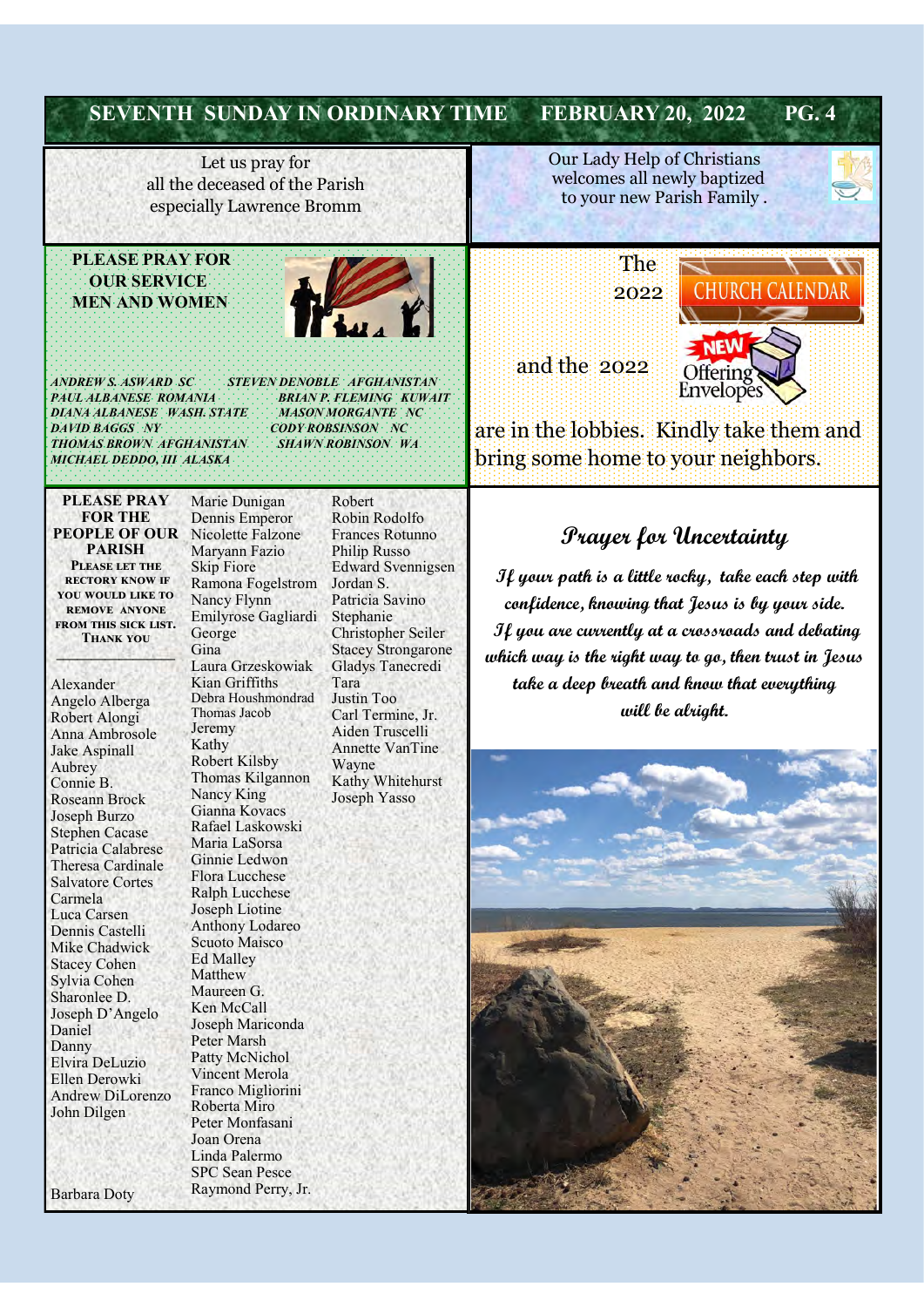Let us pray for
all the deceased of the Parish
especially Lawrence Bromm

Our Lady Help of Christians
welcomes all newly baptized
to your new Parish Family .

**PLEASE PRAY FOR OUR SERVICE MEN AND WOMEN**

*ANDREW S. ASWARD SC*
*PAUL ALBANESE ROMANIA*
*DIANA ALBANESE WASH. STATE*
*DAVID BAGGS NY*
*THOMAS BROWN AFGHANISTAN*
*MICHAEL DEDDO, III ALASKA*
*STEVEN DENOBLE AFGHANISTAN*
*BRIAN P. FLEMING KUWAIT*
*MASON MORGANTE NC*
*CODY ROBSINSON NC*
*SHAWN ROBINSON WA*

The 2022 CHURCH CALENDAR and the 2022 NEW Offering Envelopes are in the lobbies. Kindly take them and bring some home to your neighbors.

**PLEASE PRAY FOR THE PEOPLE OF OUR PARISH**

**PLEASE LET THE RECTORY KNOW IF YOU WOULD LIKE TO REMOVE ANYONE FROM THIS SICK LIST. THANK YOU**

Alexander
Angelo Alberga
Robert Alongi
Anna Ambrosole
Jake Aspinall
Aubrey
Connie B.
Roseann Brock
Joseph Burzo
Stephen Cacase
Patricia Calabrese
Theresa Cardinale
Salvatore Cortes
Carmela
Luca Carsen
Dennis Castelli
Mike Chadwick
Stacey Cohen
Sylvia Cohen
Sharonlee D.
Joseph D'Angelo
Daniel
Danny
Elvira DeLuzio
Ellen Derowki
Andrew DiLorenzo
John Dilgen
Barbara Doty
Marie Dunigan
Dennis Emperor
Nicolette Falzone
Maryann Fazio
Skip Fiore
Ramona Fogelstrom
Nancy Flynn
Emilyrose Gagliardi
George
Gina
Laura Grzeskowiak
Kian Griffiths
Debra Houshmondrad
Thomas Jacob
Jeremy
Kathy
Robert Kilsby
Thomas Kilgannon
Nancy King
Gianna Kovacs
Rafael Laskowski
Maria LaSorsa
Ginnie Ledwon
Flora Lucchese
Ralph Lucchese
Joseph Liotine
Anthony Lodareo
Scuoto Maisco
Ed Malley
Matthew
Maureen G.
Ken McCall
Joseph Mariconda
Peter Marsh
Patty McNichol
Vincent Merola
Franco Migliorini
Roberta Miro
Peter Monfasani
Joan Orena
Linda Palermo
SPC Sean Pesce
Raymond Perry, Jr.
Robert
Robin Rodolfo
Frances Rotunno
Philip Russo
Edward Svennigsen
Jordan S.
Patricia Savino
Stephanie
Christopher Seiler
Stacey Strongarone
Gladys Tanecredi
Tara
Justin Too
Carl Termine, Jr.
Aiden Truscelli
Annette VanTine
Wayne
Kathy Whitehurst
Joseph Yasso

## Prayer for Uncertainty

*If your path is a little rocky, take each step with confidence, knowing that Jesus is by your side. If you are currently at a crossroads and debating which way is the right way to go, then trust in Jesus take a deep breath and know that everything will be alright.*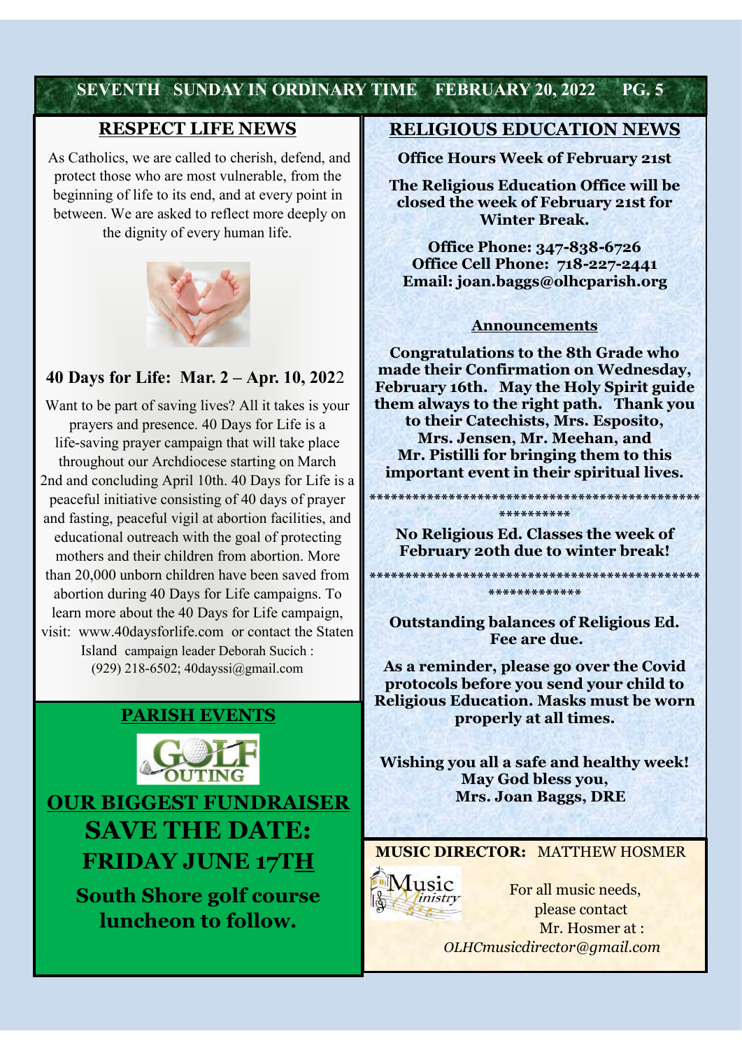## RESPECT LIFE NEWS

As Catholics, we are called to cherish, defend, and protect those who are most vulnerable, from the beginning of life to its end, and at every point in between. We are asked to reflect more deeply on the dignity of every human life.

### 40 Days for Life: Mar. 2 – Apr. 10, 2022

Want to be part of saving lives? All it takes is your prayers and presence. 40 Days for Life is a life-saving prayer campaign that will take place throughout our Archdiocese starting on March 2nd and concluding April 10th. 40 Days for Life is a peaceful initiative consisting of 40 days of prayer and fasting, peaceful vigil at abortion facilities, and educational outreach with the goal of protecting mothers and their children from abortion. More than 20,000 unborn children have been saved from abortion during 40 Days for Life campaigns. To learn more about the 40 Days for Life campaign, visit: www.40daysforlife.com or contact the Staten Island campaign leader Deborah Sucich : (929) 218-6502; 40dayssi@gmail.com

## PARISH EVENTS

GOLF OUTING

**OUR BIGGEST FUNDRAISER**

**SAVE THE DATE:**

**FRIDAY JUNE 17TH**

**South Shore golf course luncheon to follow.**

## RELIGIOUS EDUCATION NEWS

**Office Hours Week of February 21st**

**The Religious Education Office will be closed the week of February 21st for Winter Break.**

**Office Phone: 347-838-6726**
**Office Cell Phone: 718-227-2441**
**Email: joan.baggs@olhcparish.org**

### Announcements

**Congratulations to the 8th Grade who made their Confirmation on Wednesday, February 16th. May the Holy Spirit guide them always to the right path. Thank you to their Catechists, Mrs. Esposito, Mrs. Jensen, Mr. Meehan, and Mr. Pistilli for bringing them to this important event in their spiritual lives.**

*******************************************************

**No Religious Ed. Classes the week of February 20th due to winter break!**

**********************************************************

**Outstanding balances of Religious Ed. Fee are due.**

**As a reminder, please go over the Covid protocols before you send your child to Religious Education. Masks must be worn properly at all times.**

**Wishing you all a safe and healthy week!**
**May God bless you,**
**Mrs. Joan Baggs, DRE**

## MUSIC DIRECTOR: MATTHEW HOSMER

Music Ministry

For all music needs, please contact Mr. Hosmer at :
*OLHCmusicdirector@gmail.com*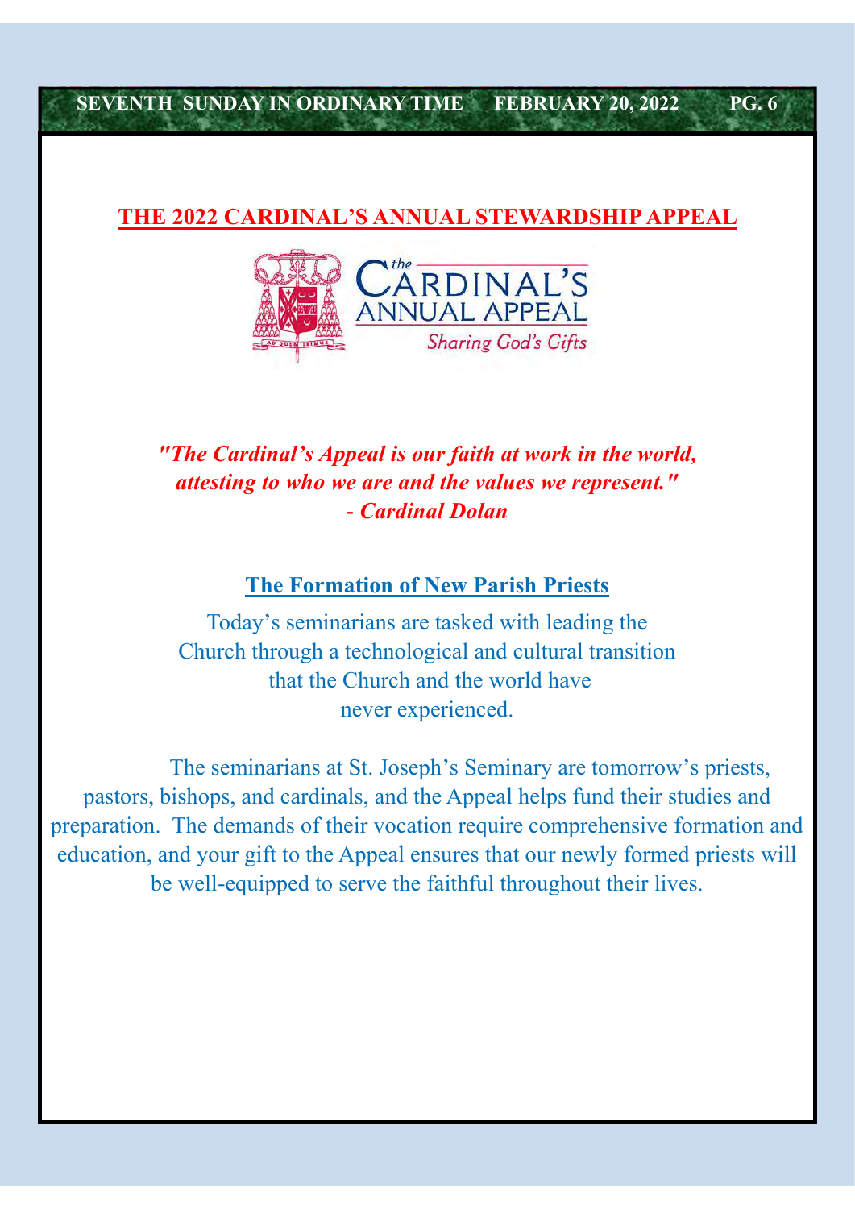# THE 2022 CARDINAL'S ANNUAL STEWARDSHIP APPEAL

*"The Cardinal's Appeal is our faith at work in the world, attesting to who we are and the values we represent." - Cardinal Dolan*

## The Formation of New Parish Priests

Today's seminarians are tasked with leading the Church through a technological and cultural transition that the Church and the world have never experienced.

The seminarians at St. Joseph's Seminary are tomorrow's priests, pastors, bishops, and cardinals, and the Appeal helps fund their studies and preparation. The demands of their vocation require comprehensive formation and education, and your gift to the Appeal ensures that our newly formed priests will be well-equipped to serve the faithful throughout their lives.